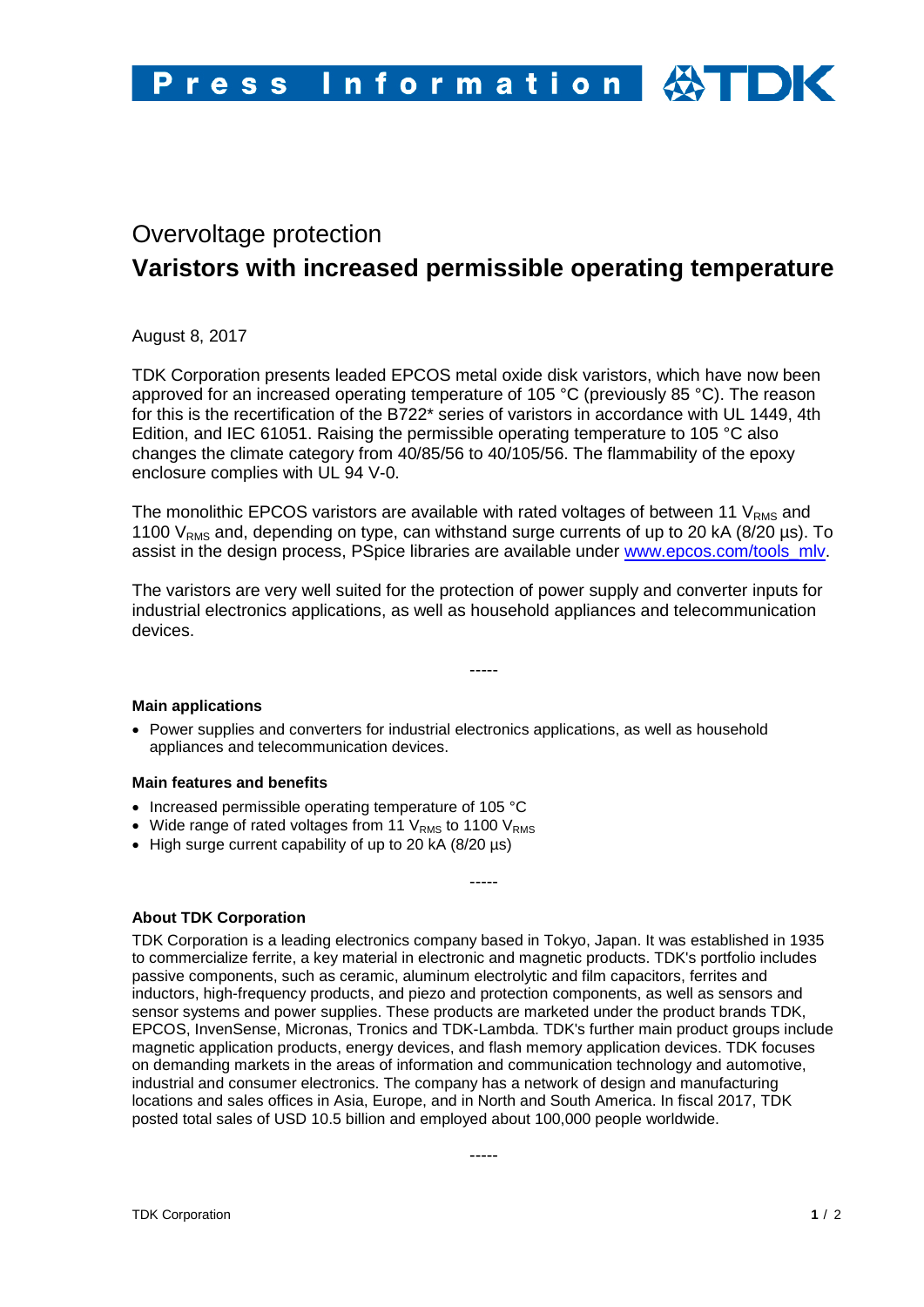# Press Information TDK

## Overvoltage protection

# Varistors with increased permissible operating temperature

August 8, 2017

TDK Corporation presents leaded EPCOS metal oxide disk varistors, which have now been approved for an increased operating temperature of 105 °C (previously 85 °C). The reason for this is the recertification of the B722* series of varistors in accordance with UL 1449, 4th Edition, and IEC 61051. Raising the permissible operating temperature to 105 °C also changes the climate category from 40/85/56 to 40/105/56. The flammability of the epoxy enclosure complies with UL 94 V-0.

The monolithic EPCOS varistors are available with rated voltages of between 11 $V_{RMS}$ and 1100 $V_{RMS}$ and, depending on type, can withstand surge currents of up to 20 kA (8/20 µs). To assist in the design process, PSpice libraries are available under [www.epcos.com/tools_mlv](www.epcos.com/tools_mlv).

The varistors are very well suited for the protection of power supply and converter inputs for industrial electronics applications, as well as household appliances and telecommunication devices.

-----

**Main applications**

- Power supplies and converters for industrial electronics applications, as well as household appliances and telecommunication devices.

**Main features and benefits**

- Increased permissible operating temperature of 105 °C
- Wide range of rated voltages from 11 $V_{RMS}$ to 1100 $V_{RMS}$
- High surge current capability of up to 20 kA (8/20 µs)

-----

**About TDK Corporation**

TDK Corporation is a leading electronics company based in Tokyo, Japan. It was established in 1935 to commercialize ferrite, a key material in electronic and magnetic products. TDK's portfolio includes passive components, such as ceramic, aluminum electrolytic and film capacitors, ferrites and inductors, high-frequency products, and piezo and protection components, as well as sensors and sensor systems and power supplies. These products are marketed under the product brands TDK, EPCOS, InvenSense, Micronas, Tronics and TDK-Lambda. TDK's further main product groups include magnetic application products, energy devices, and flash memory application devices. TDK focuses on demanding markets in the areas of information and communication technology and automotive, industrial and consumer electronics. The company has a network of design and manufacturing locations and sales offices in Asia, Europe, and in North and South America. In fiscal 2017, TDK posted total sales of USD 10.5 billion and employed about 100,000 people worldwide.

-----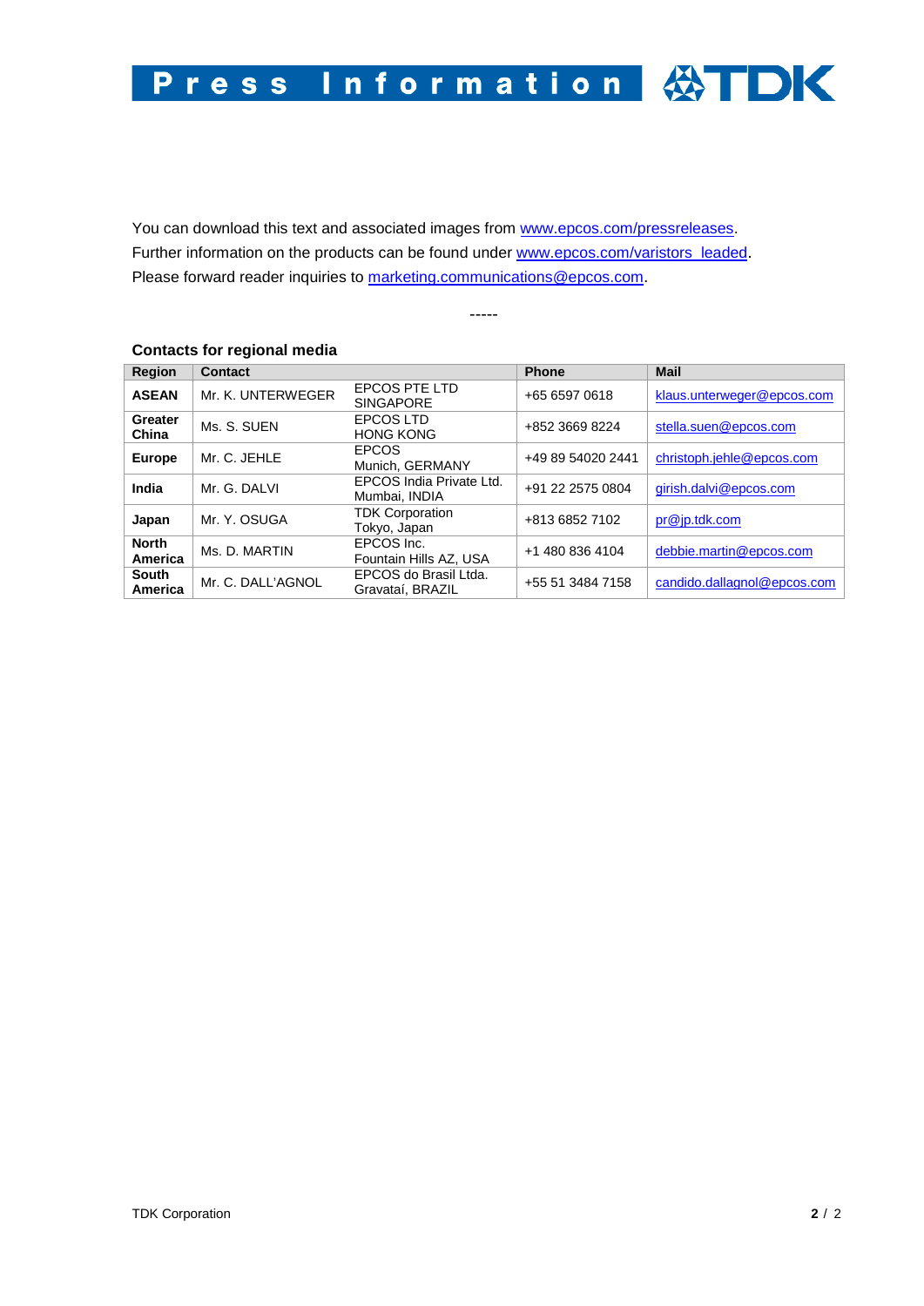You can download this text and associated images from www.epcos.com/pressreleases.
Further information on the products can be found under www.epcos.com/varistors_leaded.
Please forward reader inquiries to marketing.communications@epcos.com.

-----

**Contacts for regional media**

| Region | Contact | | Phone | Mail |
|---|---|---|---|---|
| **ASEAN** | Mr. K. UNTERWEGER | EPCOS PTE LTD SINGAPORE | +65 6597 0618 | klaus.unterweger@epcos.com |
| **Greater China** | Ms. S. SUEN | EPCOS LTD HONG KONG | +852 3669 8224 | stella.suen@epcos.com |
| **Europe** | Mr. C. JEHLE | EPCOS Munich, GERMANY | +49 89 54020 2441 | christoph.jehle@epcos.com |
| **India** | Mr. G. DALVI | EPCOS India Private Ltd. Mumbai, INDIA | +91 22 2575 0804 | girish.dalvi@epcos.com |
| **Japan** | Mr. Y. OSUGA | TDK Corporation Tokyo, Japan | +813 6852 7102 | pr@jp.tdk.com |
| **North America** | Ms. D. MARTIN | EPCOS Inc. Fountain Hills AZ, USA | +1 480 836 4104 | debbie.martin@epcos.com |
| **South America** | Mr. C. DALL'AGNOL | EPCOS do Brasil Ltda. Gravataí, BRAZIL | +55 51 3484 7158 | candido.dallagnol@epcos.com |